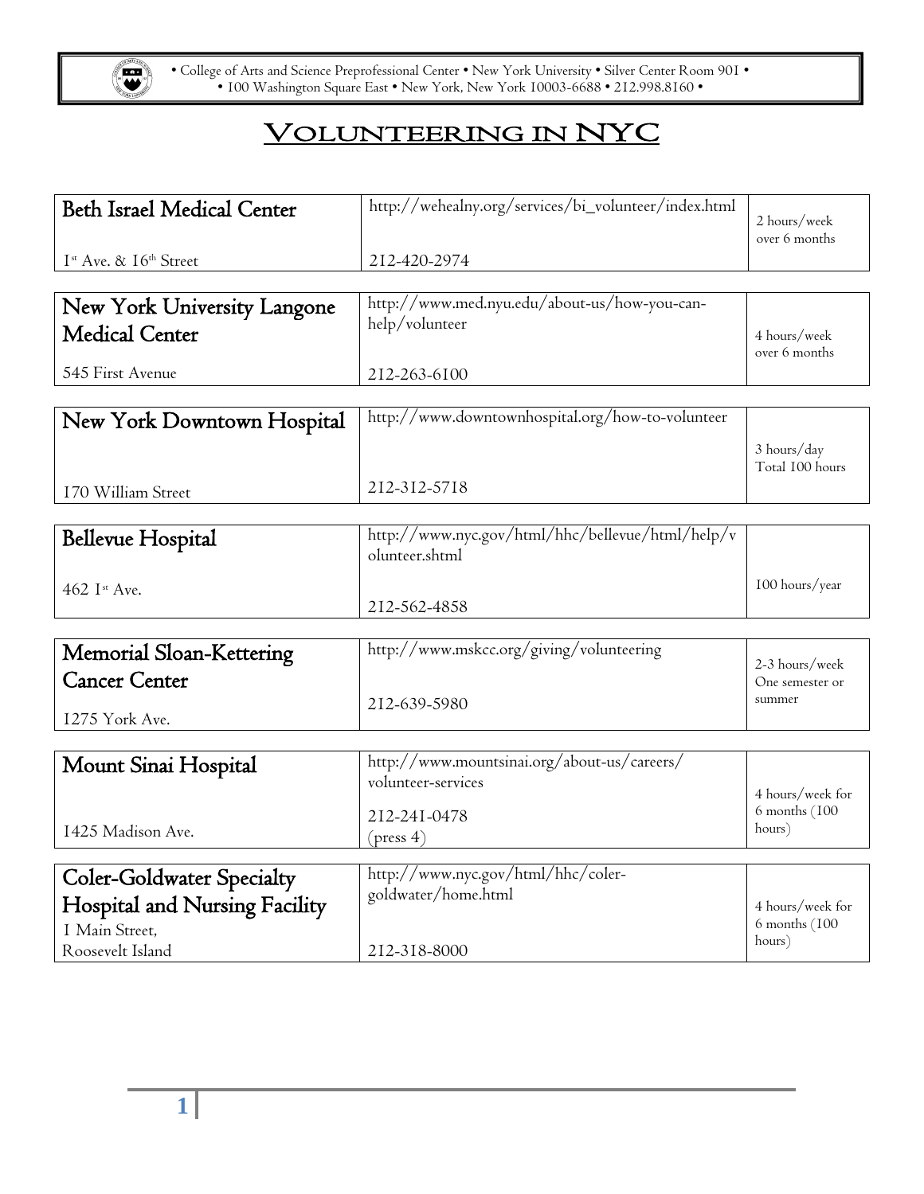• College of Arts and Science Preprofessional Center • New York University • Silver Center Room 901 •
• 100 Washington Square East • New York, New York 10003-6688 • 212.998.8160 •

# Volunteering in NYC

| Organization | Website / Phone | Commitment |
|---|---|---|
| **Beth Israel Medical Center**<br>1st Ave. & 16th Street | http://wehealny.org/services/bi_volunteer/index.html<br>212-420-2974 | 2 hours/week over 6 months |
| **New York University Langone Medical Center**<br>545 First Avenue | http://www.med.nyu.edu/about-us/how-you-can-help/volunteer<br>212-263-6100 | 4 hours/week over 6 months |
| **New York Downtown Hospital**<br>170 William Street | http://www.downtownhospital.org/how-to-volunteer<br>212-312-5718 | 3 hours/day Total 100 hours |
| **Bellevue Hospital**<br>462 1st Ave. | http://www.nyc.gov/html/hhc/bellevue/html/help/volunteer.shtml<br>212-562-4858 | 100 hours/year |
| **Memorial Sloan-Kettering Cancer Center**<br>1275 York Ave. | http://www.mskcc.org/giving/volunteering<br>212-639-5980 | 2-3 hours/week One semester or summer |
| **Mount Sinai Hospital**<br>1425 Madison Ave. | http://www.mountsinai.org/about-us/careers/volunteer-services<br>212-241-0478 (press 4) | 4 hours/week for 6 months (100 hours) |
| **Coler-Goldwater Specialty Hospital and Nursing Facility**<br>1 Main Street, Roosevelt Island | http://www.nyc.gov/html/hhc/coler-goldwater/home.html<br>212-318-8000 | 4 hours/week for 6 months (100 hours) |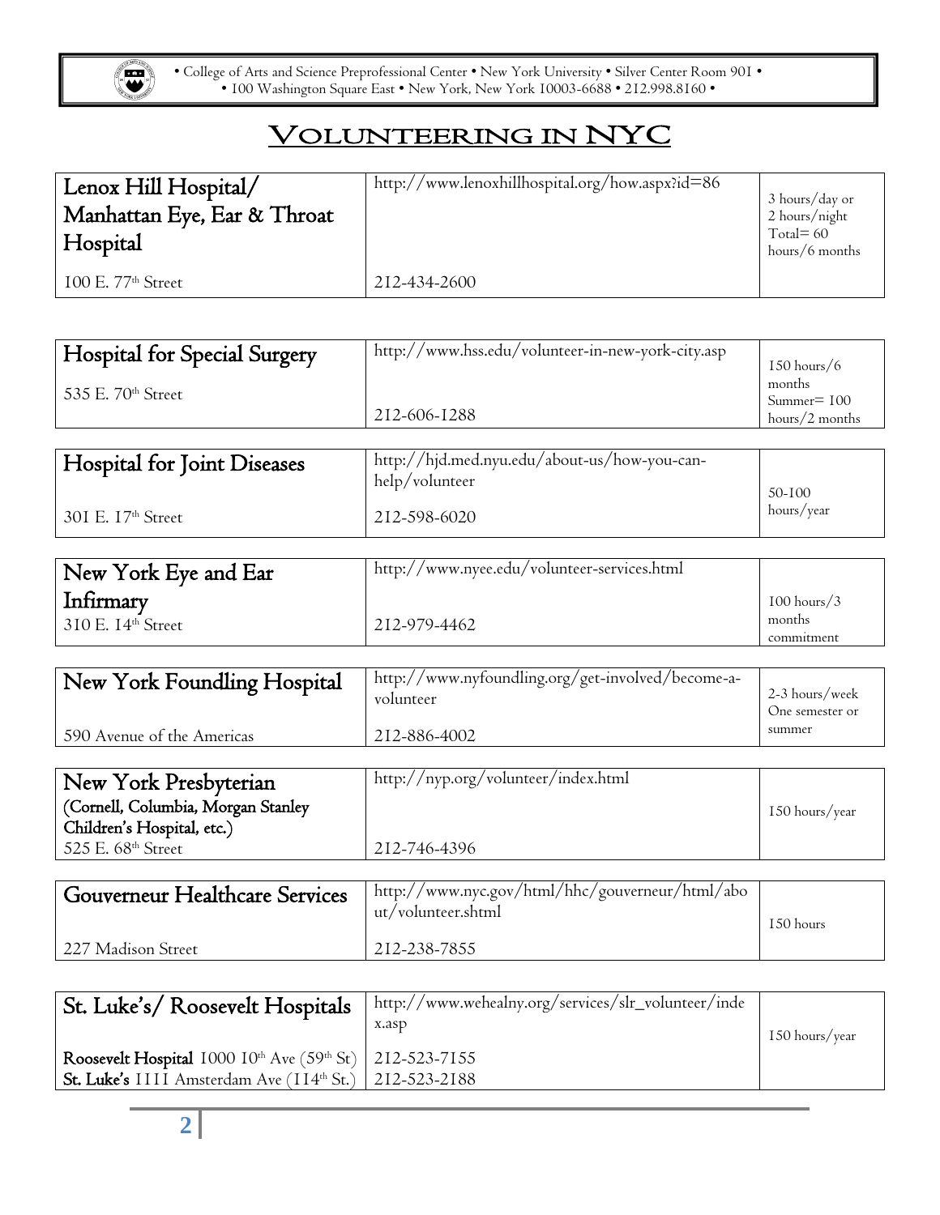• College of Arts and Science Preprofessional Center • New York University • Silver Center Room 901 •
• 100 Washington Square East • New York, New York 10003-6688 • 212.998.8160 •

# Volunteering in NYC

| Hospital | Website / Phone | Commitment |
|---|---|---|
| **Lenox Hill Hospital/ Manhattan Eye, Ear & Throat Hospital**<br>100 E. 77th Street | http://www.lenoxhillhospital.org/how.aspx?id=86<br>212-434-2600 | 3 hours/day or 2 hours/night Total= 60 hours/6 months |
| **Hospital for Special Surgery**<br>535 E. 70th Street | http://www.hss.edu/volunteer-in-new-york-city.asp<br>212-606-1288 | 150 hours/6 months Summer= 100 hours/2 months |
| **Hospital for Joint Diseases**<br>301 E. 17th Street | http://hjd.med.nyu.edu/about-us/how-you-can-help/volunteer<br>212-598-6020 | 50-100 hours/year |
| **New York Eye and Ear Infirmary**<br>310 E. 14th Street | http://www.nyee.edu/volunteer-services.html<br>212-979-4462 | 100 hours/3 months commitment |
| **New York Foundling Hospital**<br>590 Avenue of the Americas | http://www.nyfoundling.org/get-involved/become-a-volunteer<br>212-886-4002 | 2-3 hours/week One semester or summer |
| **New York Presbyterian** (Cornell, Columbia, Morgan Stanley Children's Hospital, etc.)<br>525 E. 68th Street | http://nyp.org/volunteer/index.html<br>212-746-4396 | 150 hours/year |
| **Gouverneur Healthcare Services**<br>227 Madison Street | http://www.nyc.gov/html/hhc/gouverneur/html/about/volunteer.shtml<br>212-238-7855 | 150 hours |
| **St. Luke's/ Roosevelt Hospitals**<br>**Roosevelt Hospital** 1000 10th Ave (59th St)<br>**St. Luke's** 1111 Amsterdam Ave (114th St.) | http://www.wehealny.org/services/slr_volunteer/index.asp<br>212-523-7155<br>212-523-2188 | 150 hours/year |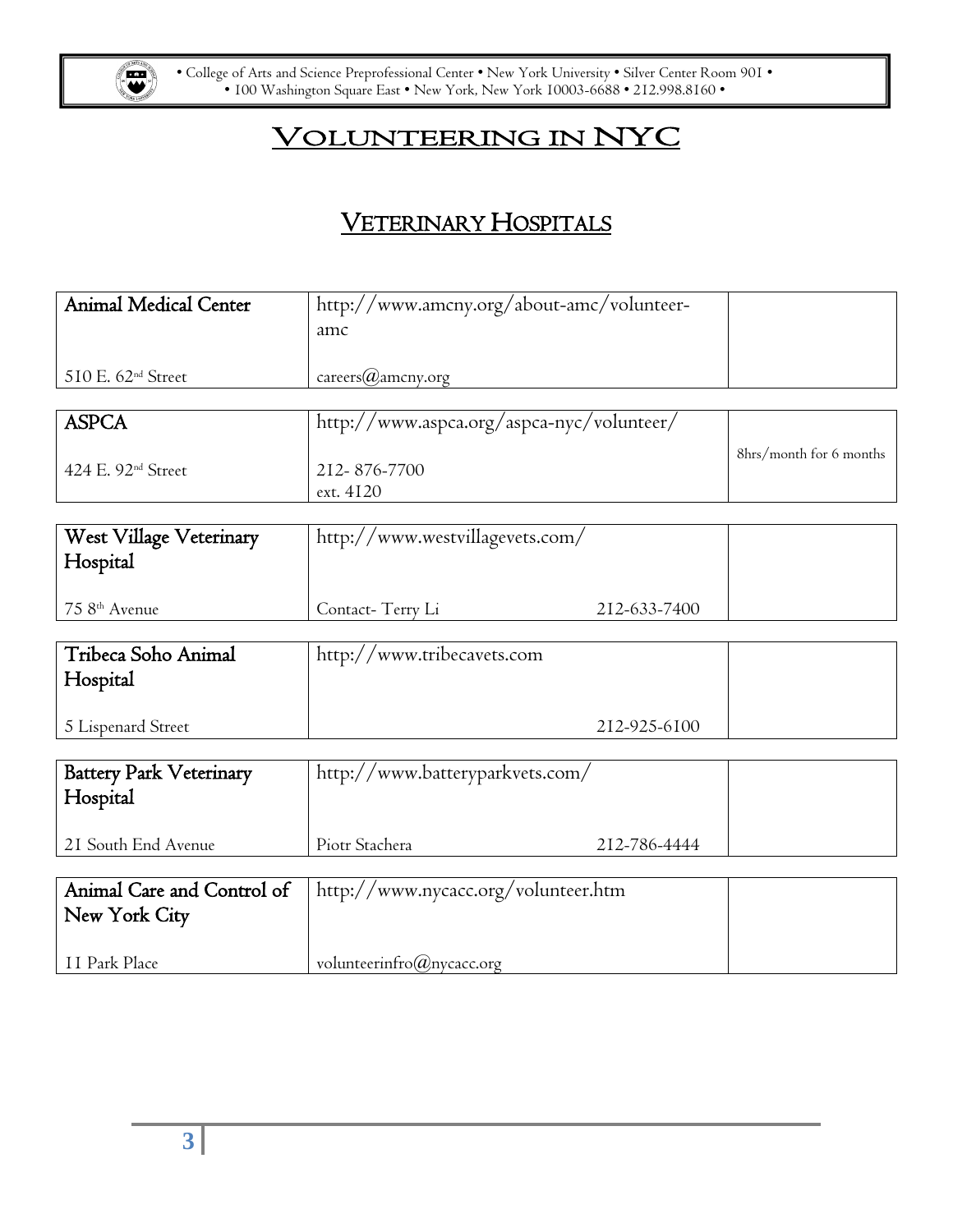# Volunteering in NYC

## Veterinary Hospitals

| | | |
|---|---|---|
| **Animal Medical Center**<br>510 E. 62nd Street | http://www.amcny.org/about-amc/volunteer-amc<br>careers@amcny.org | |
| **ASPCA**<br>424 E. 92nd Street | http://www.aspca.org/aspca-nyc/volunteer/<br>212- 876-7700 ext. 4120 | 8hrs/month for 6 months |
| **West Village Veterinary Hospital**<br>75 8th Avenue | http://www.westvillagevets.com/<br>Contact- Terry Li 212-633-7400 | |
| **Tribeca Soho Animal Hospital**<br>5 Lispenard Street | http://www.tribecavets.com<br>212-925-6100 | |
| **Battery Park Veterinary Hospital**<br>21 South End Avenue | http://www.batteryparkvets.com/<br>Piotr Stachera 212-786-4444 | |
| **Animal Care and Control of New York City**<br>11 Park Place | http://www.nycacc.org/volunteer.htm<br>volunteerinfro@nycacc.org | |